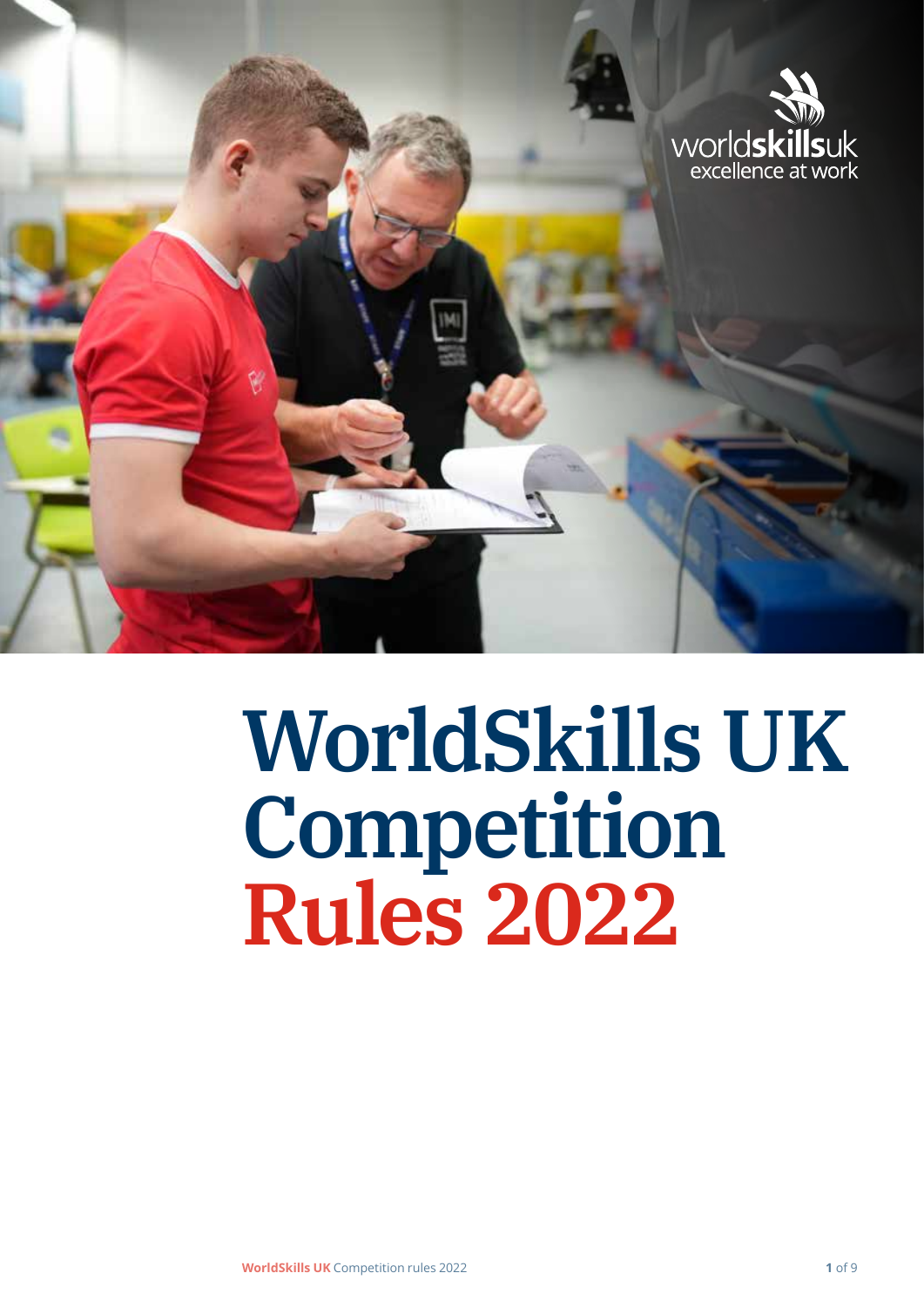# WorldSkills UK Competition Rules 2022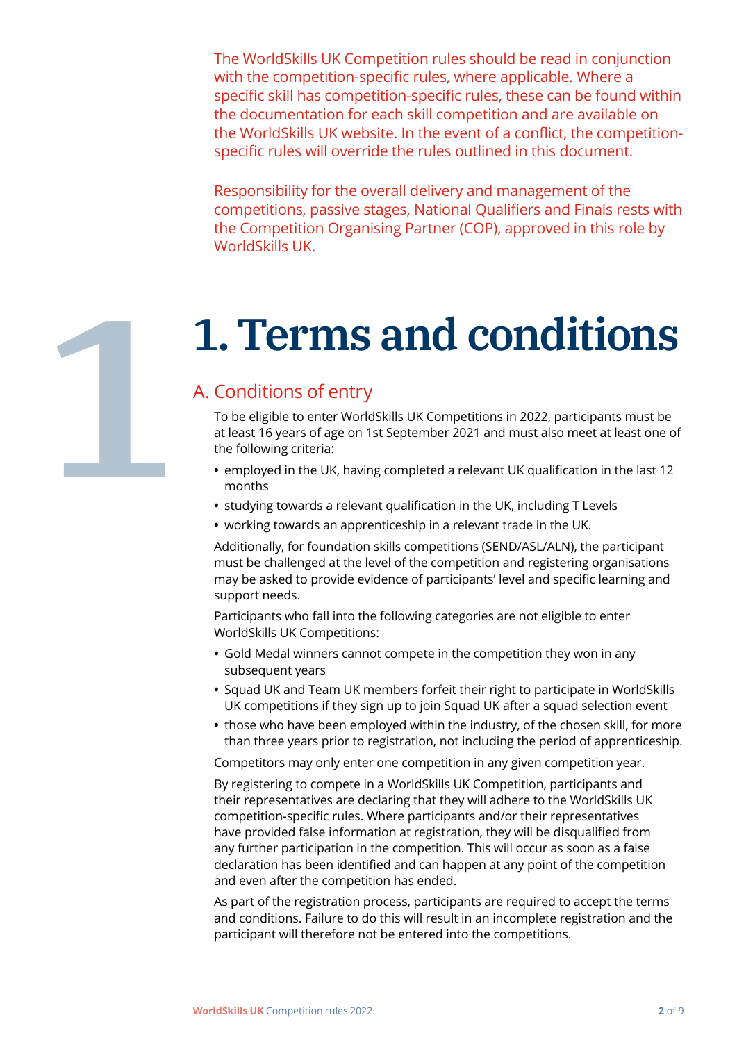The WorldSkills UK Competition rules should be read in conjunction with the competition-specific rules, where applicable. Where a specific skill has competition-specific rules, these can be found within the documentation for each skill competition and are available on the WorldSkills UK website. In the event of a conflict, the competition-specific rules will override the rules outlined in this document.

Responsibility for the overall delivery and management of the competitions, passive stages, National Qualifiers and Finals rests with the Competition Organising Partner (COP), approved in this role by WorldSkills UK.

# 1. Terms and conditions

## A. Conditions of entry

To be eligible to enter WorldSkills UK Competitions in 2022, participants must be at least 16 years of age on 1st September 2021 and must also meet at least one of the following criteria:

- employed in the UK, having completed a relevant UK qualification in the last 12 months
- studying towards a relevant qualification in the UK, including T Levels
- working towards an apprenticeship in a relevant trade in the UK.

Additionally, for foundation skills competitions (SEND/ASL/ALN), the participant must be challenged at the level of the competition and registering organisations may be asked to provide evidence of participants' level and specific learning and support needs.

Participants who fall into the following categories are not eligible to enter WorldSkills UK Competitions:

- Gold Medal winners cannot compete in the competition they won in any subsequent years
- Squad UK and Team UK members forfeit their right to participate in WorldSkills UK competitions if they sign up to join Squad UK after a squad selection event
- those who have been employed within the industry, of the chosen skill, for more than three years prior to registration, not including the period of apprenticeship.

Competitors may only enter one competition in any given competition year.

By registering to compete in a WorldSkills UK Competition, participants and their representatives are declaring that they will adhere to the WorldSkills UK competition-specific rules. Where participants and/or their representatives have provided false information at registration, they will be disqualified from any further participation in the competition. This will occur as soon as a false declaration has been identified and can happen at any point of the competition and even after the competition has ended.

As part of the registration process, participants are required to accept the terms and conditions. Failure to do this will result in an incomplete registration and the participant will therefore not be entered into the competitions.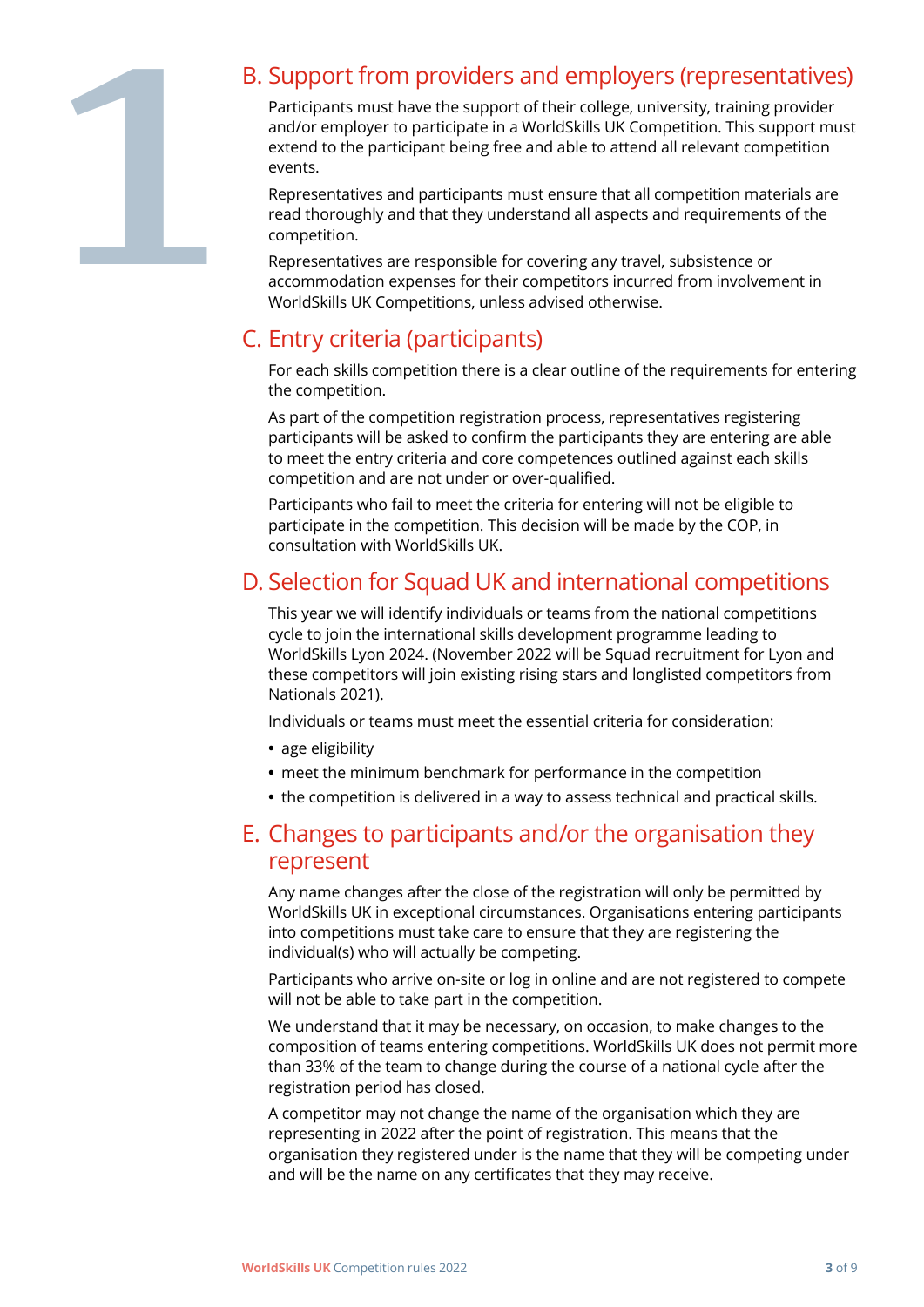## B. Support from providers and employers (representatives)

Participants must have the support of their college, university, training provider and/or employer to participate in a WorldSkills UK Competition. This support must extend to the participant being free and able to attend all relevant competition events.

Representatives and participants must ensure that all competition materials are read thoroughly and that they understand all aspects and requirements of the competition.

Representatives are responsible for covering any travel, subsistence or accommodation expenses for their competitors incurred from involvement in WorldSkills UK Competitions, unless advised otherwise.

## C. Entry criteria (participants)

For each skills competition there is a clear outline of the requirements for entering the competition.

As part of the competition registration process, representatives registering participants will be asked to confirm the participants they are entering are able to meet the entry criteria and core competences outlined against each skills competition and are not under or over-qualified.

Participants who fail to meet the criteria for entering will not be eligible to participate in the competition. This decision will be made by the COP, in consultation with WorldSkills UK.

## D. Selection for Squad UK and international competitions

This year we will identify individuals or teams from the national competitions cycle to join the international skills development programme leading to WorldSkills Lyon 2024. (November 2022 will be Squad recruitment for Lyon and these competitors will join existing rising stars and longlisted competitors from Nationals 2021).

Individuals or teams must meet the essential criteria for consideration:

- age eligibility
- meet the minimum benchmark for performance in the competition
- the competition is delivered in a way to assess technical and practical skills.

## E. Changes to participants and/or the organisation they represent

Any name changes after the close of the registration will only be permitted by WorldSkills UK in exceptional circumstances. Organisations entering participants into competitions must take care to ensure that they are registering the individual(s) who will actually be competing.

Participants who arrive on-site or log in online and are not registered to compete will not be able to take part in the competition.

We understand that it may be necessary, on occasion, to make changes to the composition of teams entering competitions. WorldSkills UK does not permit more than 33% of the team to change during the course of a national cycle after the registration period has closed.

A competitor may not change the name of the organisation which they are representing in 2022 after the point of registration. This means that the organisation they registered under is the name that they will be competing under and will be the name on any certificates that they may receive.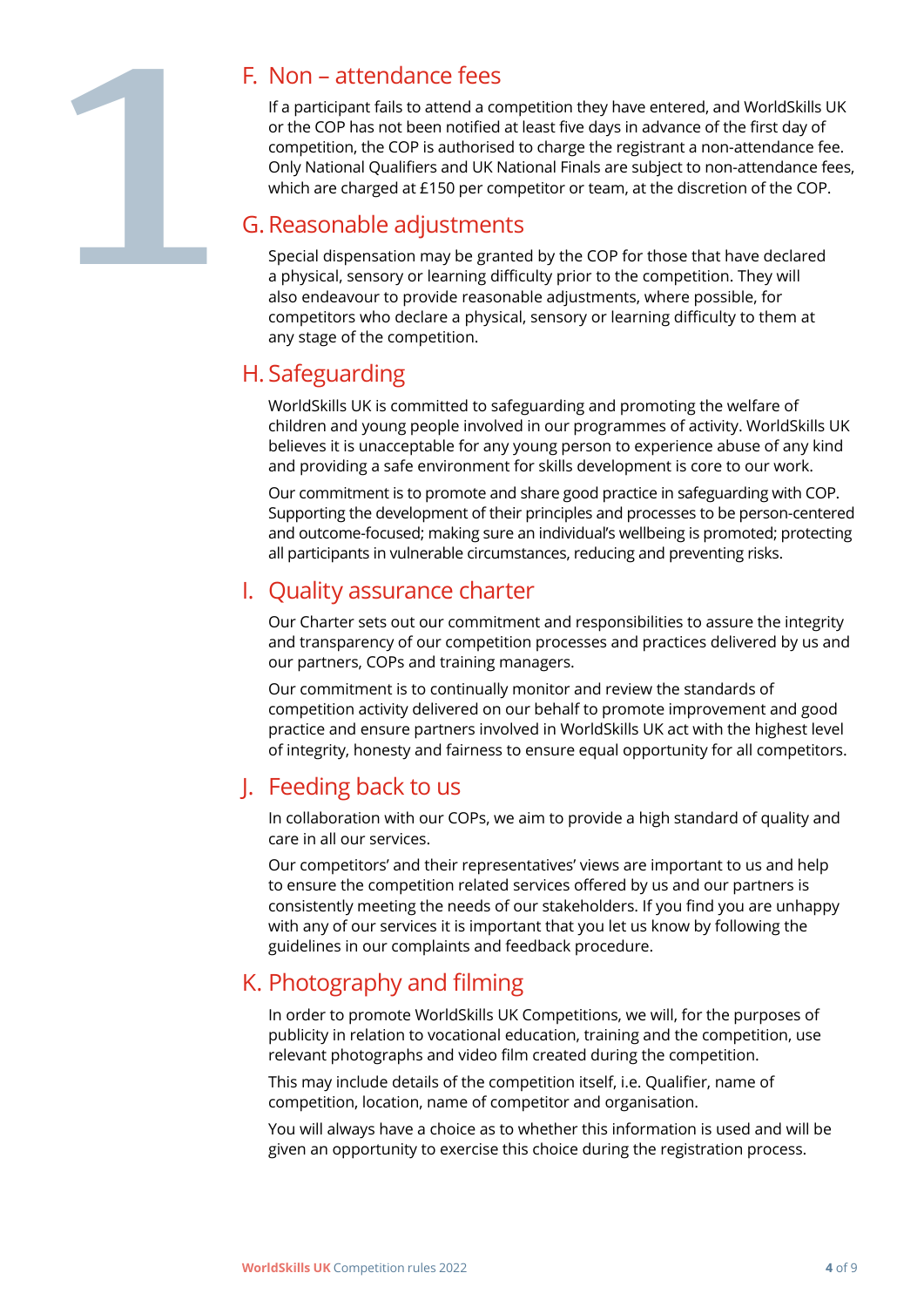## F. Non – attendance fees

If a participant fails to attend a competition they have entered, and WorldSkills UK or the COP has not been notified at least five days in advance of the first day of competition, the COP is authorised to charge the registrant a non-attendance fee. Only National Qualifiers and UK National Finals are subject to non-attendance fees, which are charged at £150 per competitor or team, at the discretion of the COP.

## G. Reasonable adjustments

Special dispensation may be granted by the COP for those that have declared a physical, sensory or learning difficulty prior to the competition. They will also endeavour to provide reasonable adjustments, where possible, for competitors who declare a physical, sensory or learning difficulty to them at any stage of the competition.

## H. Safeguarding

WorldSkills UK is committed to safeguarding and promoting the welfare of children and young people involved in our programmes of activity. WorldSkills UK believes it is unacceptable for any young person to experience abuse of any kind and providing a safe environment for skills development is core to our work.

Our commitment is to promote and share good practice in safeguarding with COP. Supporting the development of their principles and processes to be person-centered and outcome-focused; making sure an individual's wellbeing is promoted; protecting all participants in vulnerable circumstances, reducing and preventing risks.

## I. Quality assurance charter

Our Charter sets out our commitment and responsibilities to assure the integrity and transparency of our competition processes and practices delivered by us and our partners, COPs and training managers.

Our commitment is to continually monitor and review the standards of competition activity delivered on our behalf to promote improvement and good practice and ensure partners involved in WorldSkills UK act with the highest level of integrity, honesty and fairness to ensure equal opportunity for all competitors.

## J. Feeding back to us

In collaboration with our COPs, we aim to provide a high standard of quality and care in all our services.

Our competitors' and their representatives' views are important to us and help to ensure the competition related services offered by us and our partners is consistently meeting the needs of our stakeholders. If you find you are unhappy with any of our services it is important that you let us know by following the guidelines in our complaints and feedback procedure.

## K. Photography and filming

In order to promote WorldSkills UK Competitions, we will, for the purposes of publicity in relation to vocational education, training and the competition, use relevant photographs and video film created during the competition.

This may include details of the competition itself, i.e. Qualifier, name of competition, location, name of competitor and organisation.

You will always have a choice as to whether this information is used and will be given an opportunity to exercise this choice during the registration process.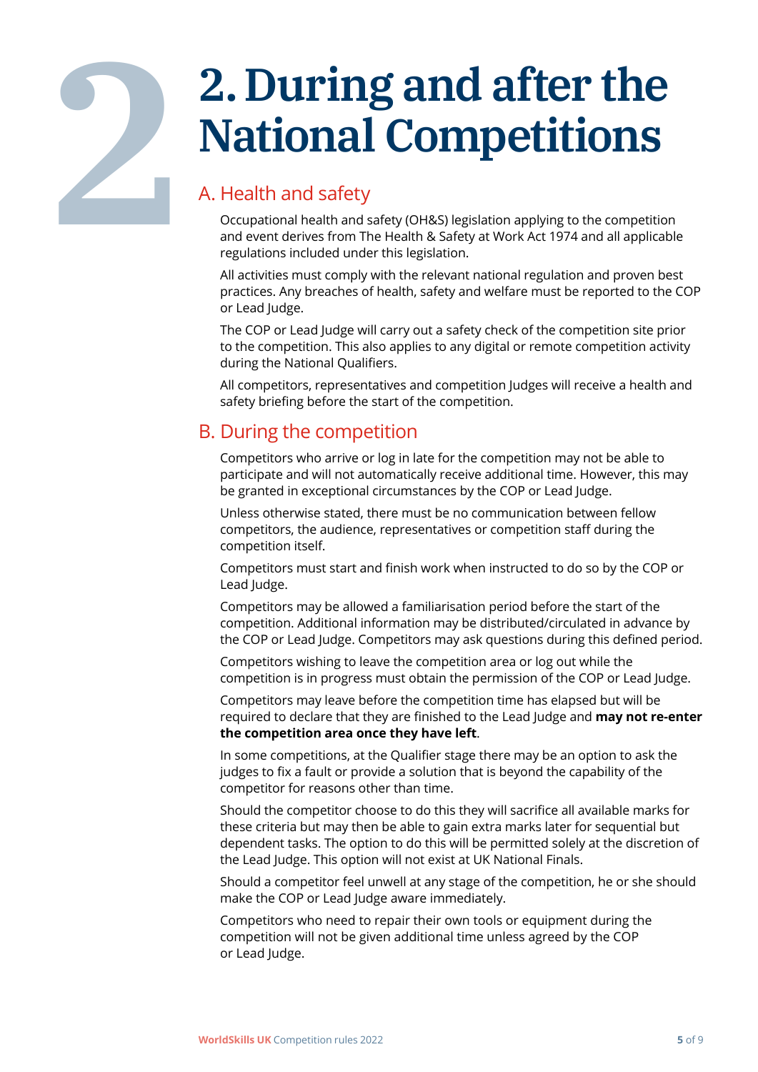# 2. During and after the National Competitions

## A. Health and safety

Occupational health and safety (OH&S) legislation applying to the competition and event derives from The Health & Safety at Work Act 1974 and all applicable regulations included under this legislation.

All activities must comply with the relevant national regulation and proven best practices. Any breaches of health, safety and welfare must be reported to the COP or Lead Judge.

The COP or Lead Judge will carry out a safety check of the competition site prior to the competition. This also applies to any digital or remote competition activity during the National Qualifiers.

All competitors, representatives and competition Judges will receive a health and safety briefing before the start of the competition.

## B. During the competition

Competitors who arrive or log in late for the competition may not be able to participate and will not automatically receive additional time. However, this may be granted in exceptional circumstances by the COP or Lead Judge.

Unless otherwise stated, there must be no communication between fellow competitors, the audience, representatives or competition staff during the competition itself.

Competitors must start and finish work when instructed to do so by the COP or Lead Judge.

Competitors may be allowed a familiarisation period before the start of the competition. Additional information may be distributed/circulated in advance by the COP or Lead Judge. Competitors may ask questions during this defined period.

Competitors wishing to leave the competition area or log out while the competition is in progress must obtain the permission of the COP or Lead Judge.

Competitors may leave before the competition time has elapsed but will be required to declare that they are finished to the Lead Judge and **may not re-enter the competition area once they have left**.

In some competitions, at the Qualifier stage there may be an option to ask the judges to fix a fault or provide a solution that is beyond the capability of the competitor for reasons other than time.

Should the competitor choose to do this they will sacrifice all available marks for these criteria but may then be able to gain extra marks later for sequential but dependent tasks. The option to do this will be permitted solely at the discretion of the Lead Judge. This option will not exist at UK National Finals.

Should a competitor feel unwell at any stage of the competition, he or she should make the COP or Lead Judge aware immediately.

Competitors who need to repair their own tools or equipment during the competition will not be given additional time unless agreed by the COP or Lead Judge.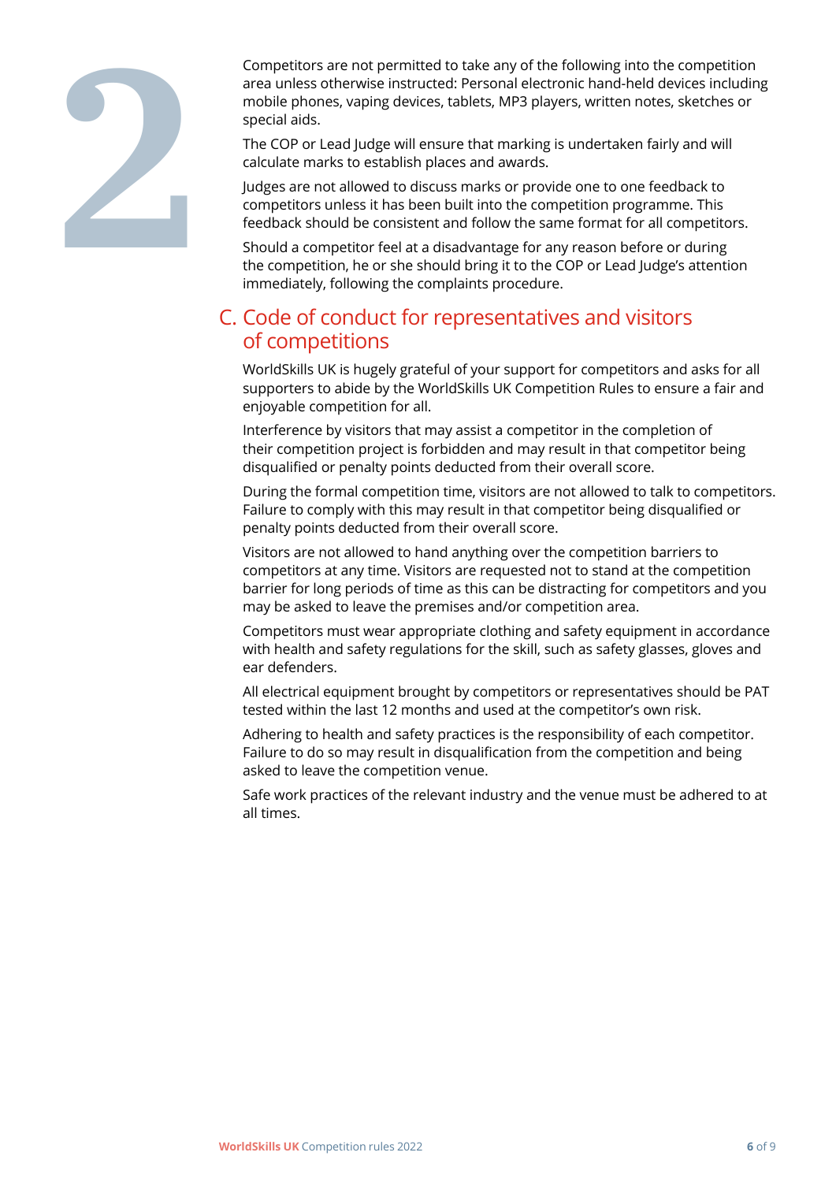Competitors are not permitted to take any of the following into the competition area unless otherwise instructed: Personal electronic hand-held devices including mobile phones, vaping devices, tablets, MP3 players, written notes, sketches or special aids.

The COP or Lead Judge will ensure that marking is undertaken fairly and will calculate marks to establish places and awards.

Judges are not allowed to discuss marks or provide one to one feedback to competitors unless it has been built into the competition programme. This feedback should be consistent and follow the same format for all competitors.

Should a competitor feel at a disadvantage for any reason before or during the competition, he or she should bring it to the COP or Lead Judge's attention immediately, following the complaints procedure.

## C. Code of conduct for representatives and visitors of competitions

WorldSkills UK is hugely grateful of your support for competitors and asks for all supporters to abide by the WorldSkills UK Competition Rules to ensure a fair and enjoyable competition for all.

Interference by visitors that may assist a competitor in the completion of their competition project is forbidden and may result in that competitor being disqualified or penalty points deducted from their overall score.

During the formal competition time, visitors are not allowed to talk to competitors. Failure to comply with this may result in that competitor being disqualified or penalty points deducted from their overall score.

Visitors are not allowed to hand anything over the competition barriers to competitors at any time. Visitors are requested not to stand at the competition barrier for long periods of time as this can be distracting for competitors and you may be asked to leave the premises and/or competition area.

Competitors must wear appropriate clothing and safety equipment in accordance with health and safety regulations for the skill, such as safety glasses, gloves and ear defenders.

All electrical equipment brought by competitors or representatives should be PAT tested within the last 12 months and used at the competitor's own risk.

Adhering to health and safety practices is the responsibility of each competitor. Failure to do so may result in disqualification from the competition and being asked to leave the competition venue.

Safe work practices of the relevant industry and the venue must be adhered to at all times.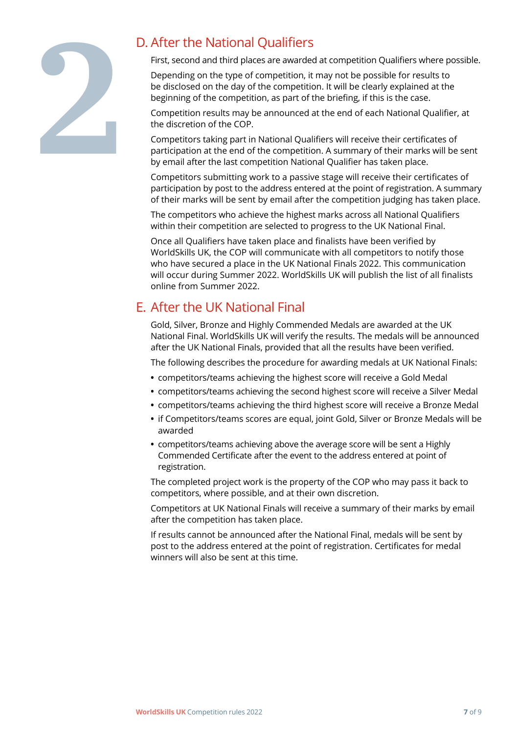## D. After the National Qualifiers

First, second and third places are awarded at competition Qualifiers where possible.

Depending on the type of competition, it may not be possible for results to be disclosed on the day of the competition. It will be clearly explained at the beginning of the competition, as part of the briefing, if this is the case.

Competition results may be announced at the end of each National Qualifier, at the discretion of the COP.

Competitors taking part in National Qualifiers will receive their certificates of participation at the end of the competition. A summary of their marks will be sent by email after the last competition National Qualifier has taken place.

Competitors submitting work to a passive stage will receive their certificates of participation by post to the address entered at the point of registration. A summary of their marks will be sent by email after the competition judging has taken place.

The competitors who achieve the highest marks across all National Qualifiers within their competition are selected to progress to the UK National Final.

Once all Qualifiers have taken place and finalists have been verified by WorldSkills UK, the COP will communicate with all competitors to notify those who have secured a place in the UK National Finals 2022. This communication will occur during Summer 2022. WorldSkills UK will publish the list of all finalists online from Summer 2022.

## E. After the UK National Final

Gold, Silver, Bronze and Highly Commended Medals are awarded at the UK National Final. WorldSkills UK will verify the results. The medals will be announced after the UK National Finals, provided that all the results have been verified.

The following describes the procedure for awarding medals at UK National Finals:

- competitors/teams achieving the highest score will receive a Gold Medal
- competitors/teams achieving the second highest score will receive a Silver Medal
- competitors/teams achieving the third highest score will receive a Bronze Medal
- if Competitors/teams scores are equal, joint Gold, Silver or Bronze Medals will be awarded
- competitors/teams achieving above the average score will be sent a Highly Commended Certificate after the event to the address entered at point of registration.

The completed project work is the property of the COP who may pass it back to competitors, where possible, and at their own discretion.

Competitors at UK National Finals will receive a summary of their marks by email after the competition has taken place.

If results cannot be announced after the National Final, medals will be sent by post to the address entered at the point of registration. Certificates for medal winners will also be sent at this time.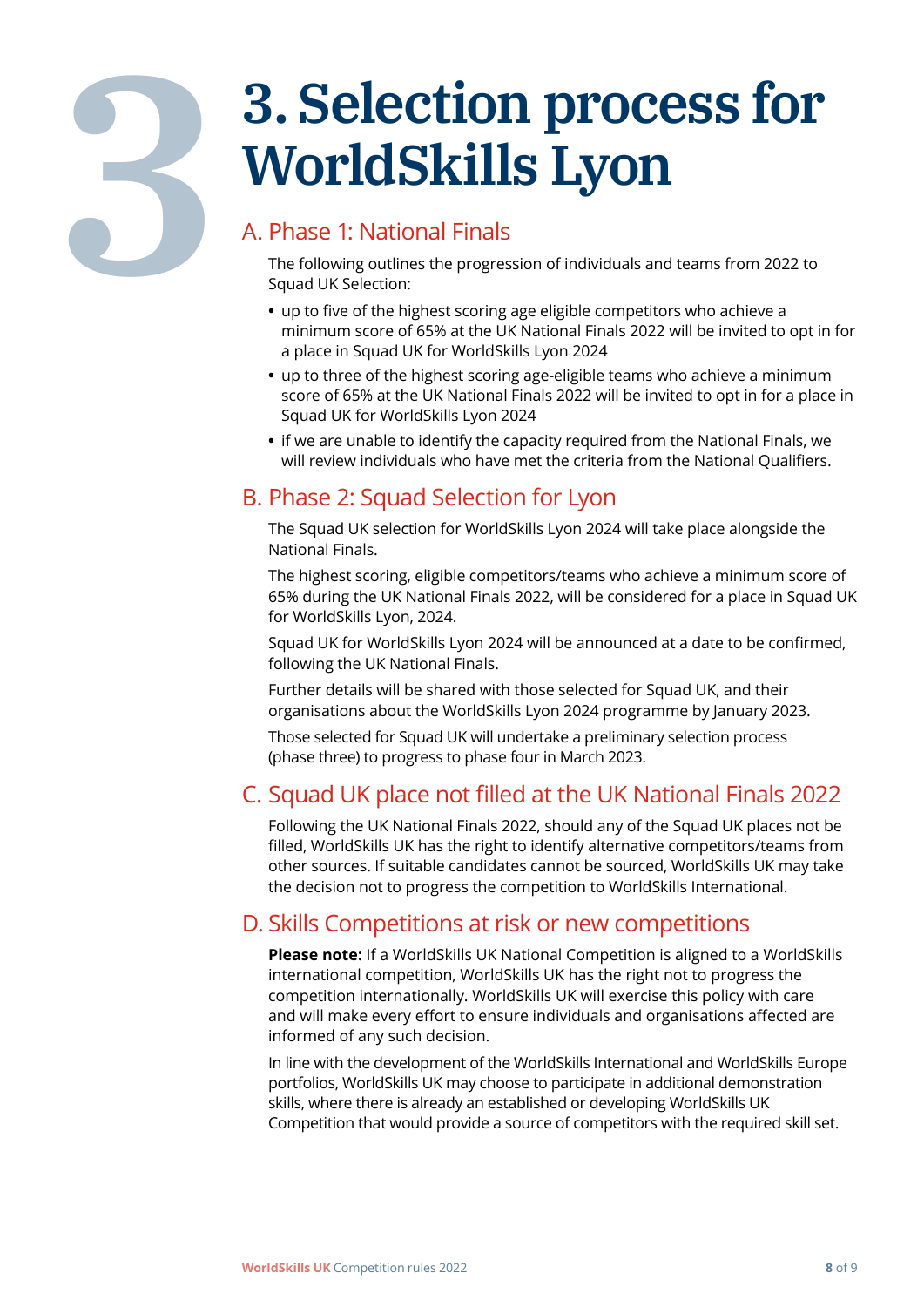# 3. Selection process for WorldSkills Lyon

## A. Phase 1: National Finals

The following outlines the progression of individuals and teams from 2022 to Squad UK Selection:

- up to five of the highest scoring age eligible competitors who achieve a minimum score of 65% at the UK National Finals 2022 will be invited to opt in for a place in Squad UK for WorldSkills Lyon 2024
- up to three of the highest scoring age-eligible teams who achieve a minimum score of 65% at the UK National Finals 2022 will be invited to opt in for a place in Squad UK for WorldSkills Lyon 2024
- if we are unable to identify the capacity required from the National Finals, we will review individuals who have met the criteria from the National Qualifiers.

## B. Phase 2: Squad Selection for Lyon

The Squad UK selection for WorldSkills Lyon 2024 will take place alongside the National Finals.

The highest scoring, eligible competitors/teams who achieve a minimum score of 65% during the UK National Finals 2022, will be considered for a place in Squad UK for WorldSkills Lyon, 2024.

Squad UK for WorldSkills Lyon 2024 will be announced at a date to be confirmed, following the UK National Finals.

Further details will be shared with those selected for Squad UK, and their organisations about the WorldSkills Lyon 2024 programme by January 2023.

Those selected for Squad UK will undertake a preliminary selection process (phase three) to progress to phase four in March 2023.

## C. Squad UK place not filled at the UK National Finals 2022

Following the UK National Finals 2022, should any of the Squad UK places not be filled, WorldSkills UK has the right to identify alternative competitors/teams from other sources. If suitable candidates cannot be sourced, WorldSkills UK may take the decision not to progress the competition to WorldSkills International.

## D. Skills Competitions at risk or new competitions

**Please note:** If a WorldSkills UK National Competition is aligned to a WorldSkills international competition, WorldSkills UK has the right not to progress the competition internationally. WorldSkills UK will exercise this policy with care and will make every effort to ensure individuals and organisations affected are informed of any such decision.

In line with the development of the WorldSkills International and WorldSkills Europe portfolios, WorldSkills UK may choose to participate in additional demonstration skills, where there is already an established or developing WorldSkills UK Competition that would provide a source of competitors with the required skill set.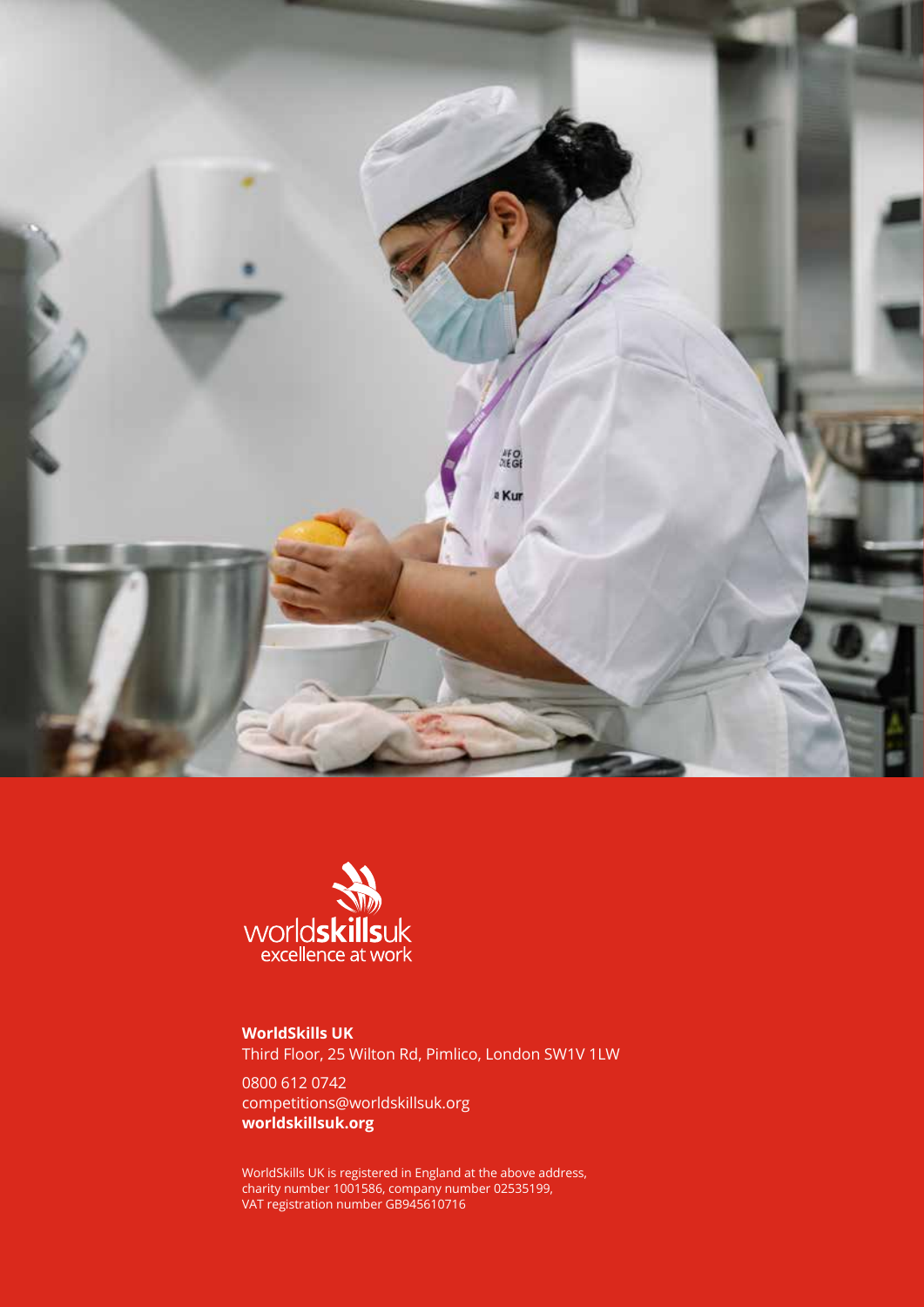worldskillsuk
excellence at work

**WorldSkills UK**
Third Floor, 25 Wilton Rd, Pimlico, London SW1V 1LW

0800 612 0742
competitions@worldskillsuk.org
**worldskillsuk.org**

WorldSkills UK is registered in England at the above address, charity number 1001586, company number 02535199, VAT registration number GB945610716